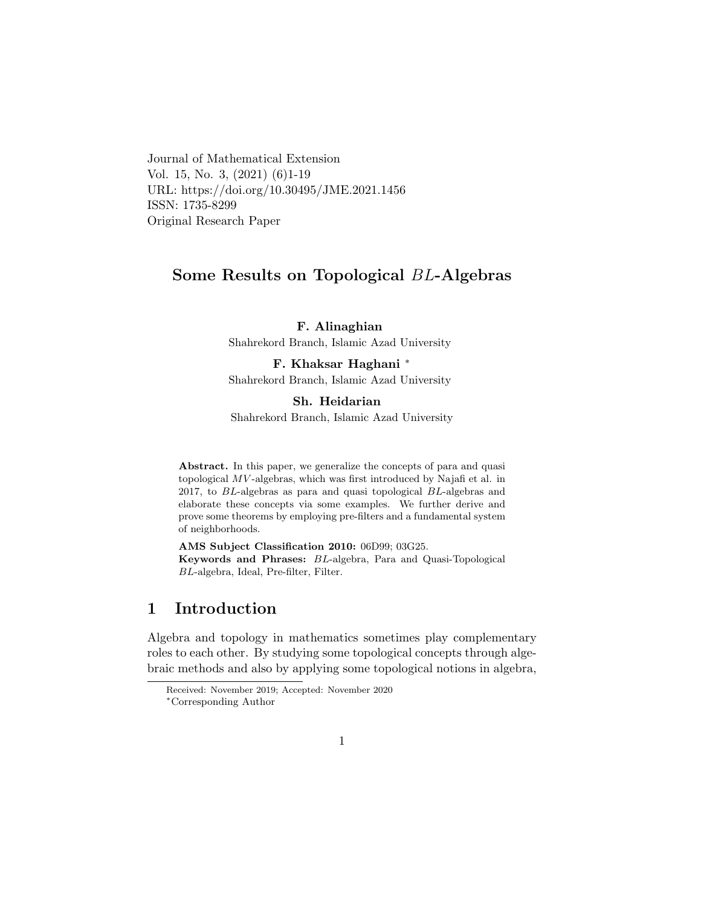Journal of Mathematical Extension
Vol. 15, No. 3, (2021) (6)1-19
URL: https://doi.org/10.30495/JME.2021.1456
ISSN: 1735-8299
Original Research Paper

# Some Results on Topological $BL$-Algebras

**F. Alinaghian**
Shahrekord Branch, Islamic Azad University

**F. Khaksar Haghani** [*]
Shahrekord Branch, Islamic Azad University

**Sh. Heidarian**
Shahrekord Branch, Islamic Azad University

**Abstract.** In this paper, we generalize the concepts of para and quasi topological $MV$-algebras, which was first introduced by Najafi et al. in 2017, to $BL$-algebras as para and quasi topological $BL$-algebras and elaborate these concepts via some examples. We further derive and prove some theorems by employing pre-filters and a fundamental system of neighborhoods.

**AMS Subject Classification 2010:** 06D99; 03G25.
**Keywords and Phrases:** $BL$-algebra, Para and Quasi-Topological $BL$-algebra, Ideal, Pre-filter, Filter.

## 1 Introduction

Algebra and topology in mathematics sometimes play complementary roles to each other. By studying some topological concepts through algebraic methods and also by applying some topological notions in algebra,

Received: November 2019; Accepted: November 2020
[*]Corresponding Author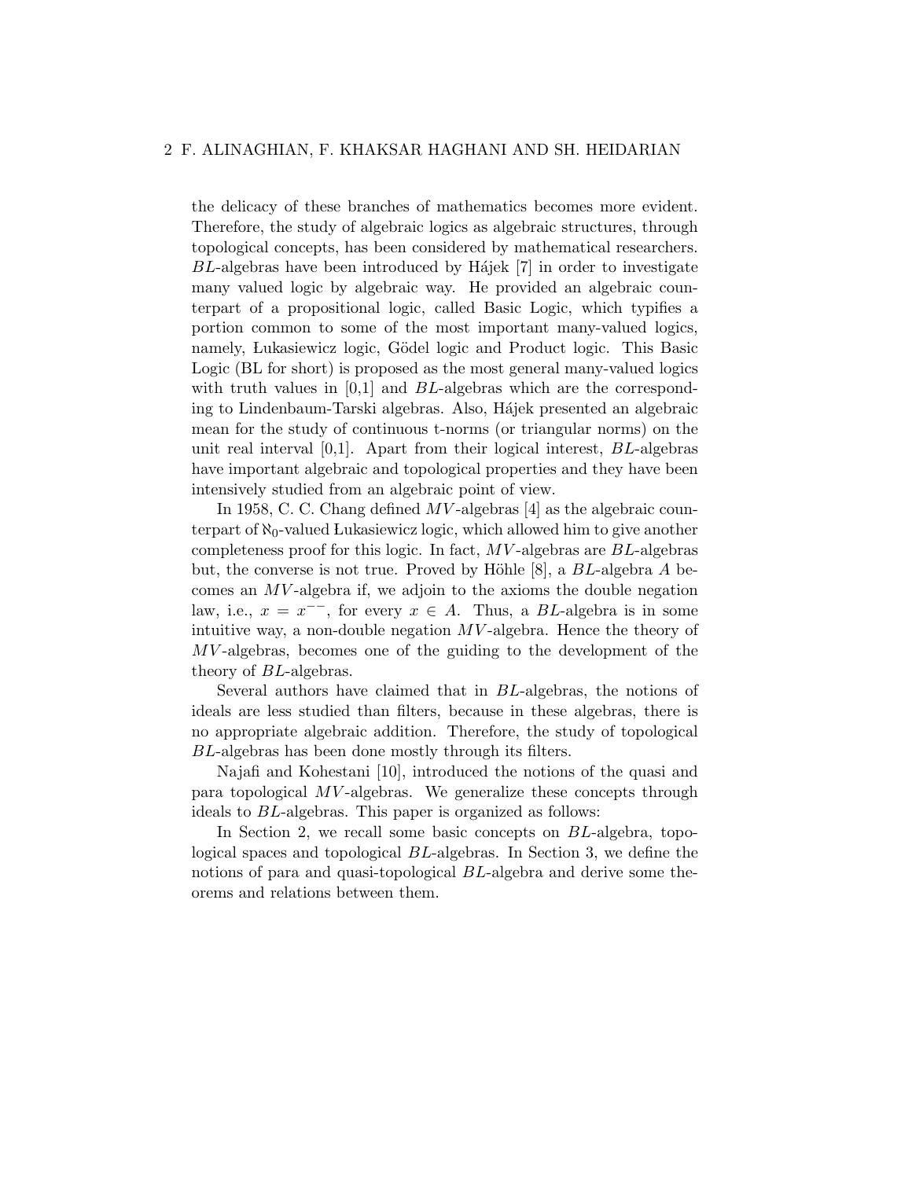the delicacy of these branches of mathematics becomes more evident. Therefore, the study of algebraic logics as algebraic structures, through topological concepts, has been considered by mathematical researchers. $BL$-algebras have been introduced by Hájek [7] in order to investigate many valued logic by algebraic way. He provided an algebraic counterpart of a propositional logic, called Basic Logic, which typifies a portion common to some of the most important many-valued logics, namely, Łukasiewicz logic, Gödel logic and Product logic. This Basic Logic (BL for short) is proposed as the most general many-valued logics with truth values in [0,1] and $BL$-algebras which are the corresponding to Lindenbaum-Tarski algebras. Also, Hájek presented an algebraic mean for the study of continuous t-norms (or triangular norms) on the unit real interval [0,1]. Apart from their logical interest, $BL$-algebras have important algebraic and topological properties and they have been intensively studied from an algebraic point of view.

In 1958, C. C. Chang defined $MV$-algebras [4] as the algebraic counterpart of $\aleph_0$-valued Łukasiewicz logic, which allowed him to give another completeness proof for this logic. In fact, $MV$-algebras are $BL$-algebras but, the converse is not true. Proved by Höhle [8], a $BL$-algebra $A$ becomes an $MV$-algebra if, we adjoin to the axioms the double negation law, i.e., $x = x^{--}$, for every $x \in A$. Thus, a $BL$-algebra is in some intuitive way, a non-double negation $MV$-algebra. Hence the theory of $MV$-algebras, becomes one of the guiding to the development of the theory of $BL$-algebras.

Several authors have claimed that in $BL$-algebras, the notions of ideals are less studied than filters, because in these algebras, there is no appropriate algebraic addition. Therefore, the study of topological $BL$-algebras has been done mostly through its filters.

Najafi and Kohestani [10], introduced the notions of the quasi and para topological $MV$-algebras. We generalize these concepts through ideals to $BL$-algebras. This paper is organized as follows:

In Section 2, we recall some basic concepts on $BL$-algebra, topological spaces and topological $BL$-algebras. In Section 3, we define the notions of para and quasi-topological $BL$-algebra and derive some theorems and relations between them.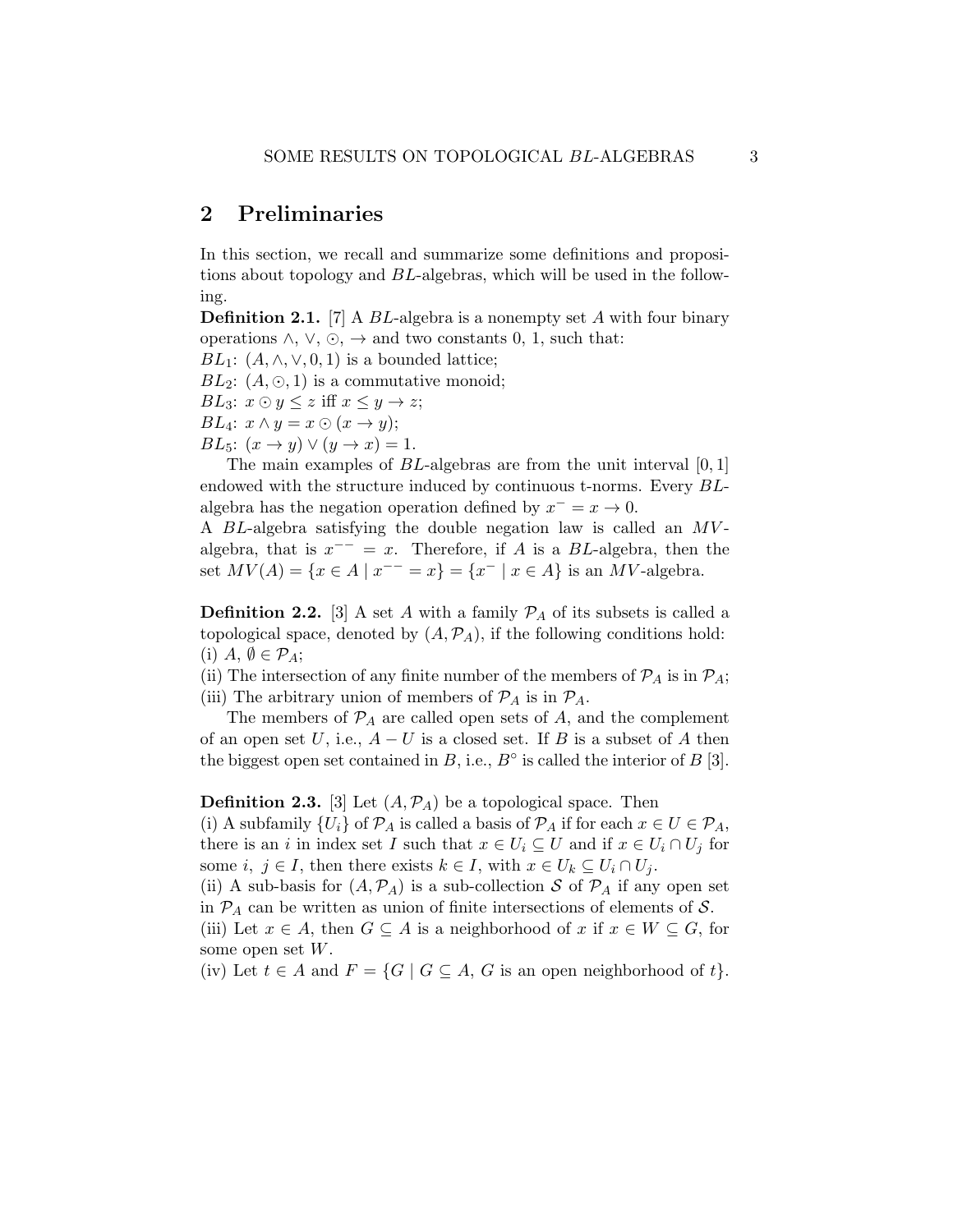## 2 Preliminaries

In this section, we recall and summarize some definitions and propositions about topology and $BL$-algebras, which will be used in the following.

**Definition 2.1.** [7] A $BL$-algebra is a nonempty set $A$ with four binary operations $\wedge$, $\vee$, $\odot$, $\rightarrow$ and two constants 0, 1, such that:

$BL_1$: $(A, \wedge, \vee, 0, 1)$ is a bounded lattice;

$BL_2$: $(A, \odot, 1)$ is a commutative monoid;

$BL_3$: $x \odot y \leq z$ iff $x \leq y \rightarrow z$;

$BL_4$: $x \wedge y = x \odot (x \rightarrow y)$;

$BL_5$: $(x \rightarrow y) \vee (y \rightarrow x) = 1$.

The main examples of $BL$-algebras are from the unit interval $[0, 1]$ endowed with the structure induced by continuous t-norms. Every $BL$-algebra has the negation operation defined by $x^- = x \rightarrow 0$.

A $BL$-algebra satisfying the double negation law is called an $MV$-algebra, that is $x^{--} = x$. Therefore, if $A$ is a $BL$-algebra, then the set $MV(A) = \{x \in A \mid x^{--} = x\} = \{x^- \mid x \in A\}$ is an $MV$-algebra.

**Definition 2.2.** [3] A set $A$ with a family $\mathcal{P}_A$ of its subsets is called a topological space, denoted by $(A, \mathcal{P}_A)$, if the following conditions hold:

(i) $A$, $\emptyset \in \mathcal{P}_A$;

(ii) The intersection of any finite number of the members of $\mathcal{P}_A$ is in $\mathcal{P}_A$;

(iii) The arbitrary union of members of $\mathcal{P}_A$ is in $\mathcal{P}_A$.

The members of $\mathcal{P}_A$ are called open sets of $A$, and the complement of an open set $U$, i.e., $A - U$ is a closed set. If $B$ is a subset of $A$ then the biggest open set contained in $B$, i.e., $B^\circ$ is called the interior of $B$ [3].

**Definition 2.3.** [3] Let $(A, \mathcal{P}_A)$ be a topological space. Then

(i) A subfamily $\{U_i\}$ of $\mathcal{P}_A$ is called a basis of $\mathcal{P}_A$ if for each $x \in U \in \mathcal{P}_A$, there is an $i$ in index set $I$ such that $x \in U_i \subseteq U$ and if $x \in U_i \cap U_j$ for some $i$, $j \in I$, then there exists $k \in I$, with $x \in U_k \subseteq U_i \cap U_j$.

(ii) A sub-basis for $(A, \mathcal{P}_A)$ is a sub-collection $\mathcal{S}$ of $\mathcal{P}_A$ if any open set in $\mathcal{P}_A$ can be written as union of finite intersections of elements of $\mathcal{S}$.

(iii) Let $x \in A$, then $G \subseteq A$ is a neighborhood of $x$ if $x \in W \subseteq G$, for some open set $W$.

(iv) Let $t \in A$ and $F = \{G \mid G \subseteq A,\ G \text{ is an open neighborhood of } t\}$.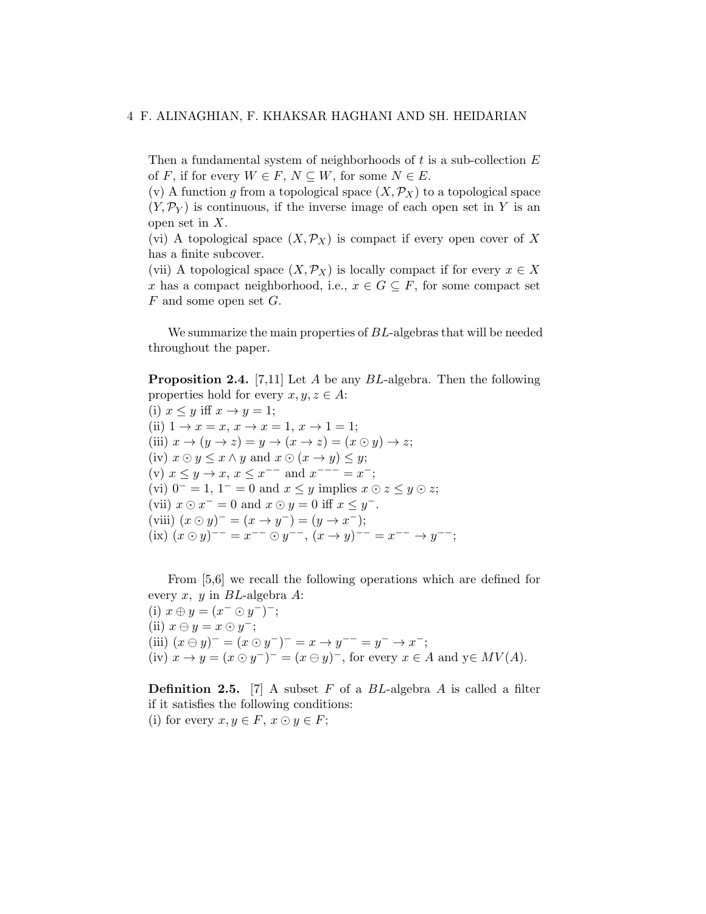Then a fundamental system of neighborhoods of $t$ is a sub-collection $E$ of $F$, if for every $W \in F$, $N \subseteq W$, for some $N \in E$.

(v) A function $g$ from a topological space $(X, \mathcal{P}_X)$ to a topological space $(Y, \mathcal{P}_Y)$ is continuous, if the inverse image of each open set in $Y$ is an open set in $X$.

(vi) A topological space $(X, \mathcal{P}_X)$ is compact if every open cover of $X$ has a finite subcover.

(vii) A topological space $(X, \mathcal{P}_X)$ is locally compact if for every $x \in X$ $x$ has a compact neighborhood, i.e., $x \in G \subseteq F$, for some compact set $F$ and some open set $G$.

We summarize the main properties of $BL$-algebras that will be needed throughout the paper.

**Proposition 2.4.** [7,11] Let $A$ be any $BL$-algebra. Then the following properties hold for every $x, y, z \in A$:

(i) $x \leq y$ iff $x \rightarrow y = 1$;

(ii) $1 \rightarrow x = x$, $x \rightarrow x = 1$, $x \rightarrow 1 = 1$;

(iii) $x \rightarrow (y \rightarrow z) = y \rightarrow (x \rightarrow z) = (x \odot y) \rightarrow z$;

(iv) $x \odot y \leq x \wedge y$ and $x \odot (x \rightarrow y) \leq y$;

(v) $x \leq y \rightarrow x$, $x \leq x^{--}$ and $x^{---} = x^{-}$;

(vi) $0^{-} = 1$, $1^{-} = 0$ and $x \leq y$ implies $x \odot z \leq y \odot z$;

(vii) $x \odot x^{-} = 0$ and $x \odot y = 0$ iff $x \leq y^{-}$.

(viii) $(x \odot y)^{-} = (x \rightarrow y^{-}) = (y \rightarrow x^{-})$;

(ix) $(x \odot y)^{--} = x^{--} \odot y^{--}$, $(x \rightarrow y)^{--} = x^{--} \rightarrow y^{--}$;

From [5,6] we recall the following operations which are defined for every $x$, $y$ in $BL$-algebra $A$:

(i) $x \oplus y = (x^{-} \odot y^{-})^{-}$;

(ii) $x \ominus y = x \odot y^{-}$;

(iii) $(x \ominus y)^{-} = (x \odot y^{-})^{-} = x \rightarrow y^{--} = y^{-} \rightarrow x^{-}$;

(iv) $x \rightarrow y = (x \odot y^{-})^{-} = (x \ominus y)^{-}$, for every $x \in A$ and y$\in MV(A)$.

**Definition 2.5.** [7] A subset $F$ of a $BL$-algebra $A$ is called a filter if it satisfies the following conditions:

(i) for every $x, y \in F$, $x \odot y \in F$;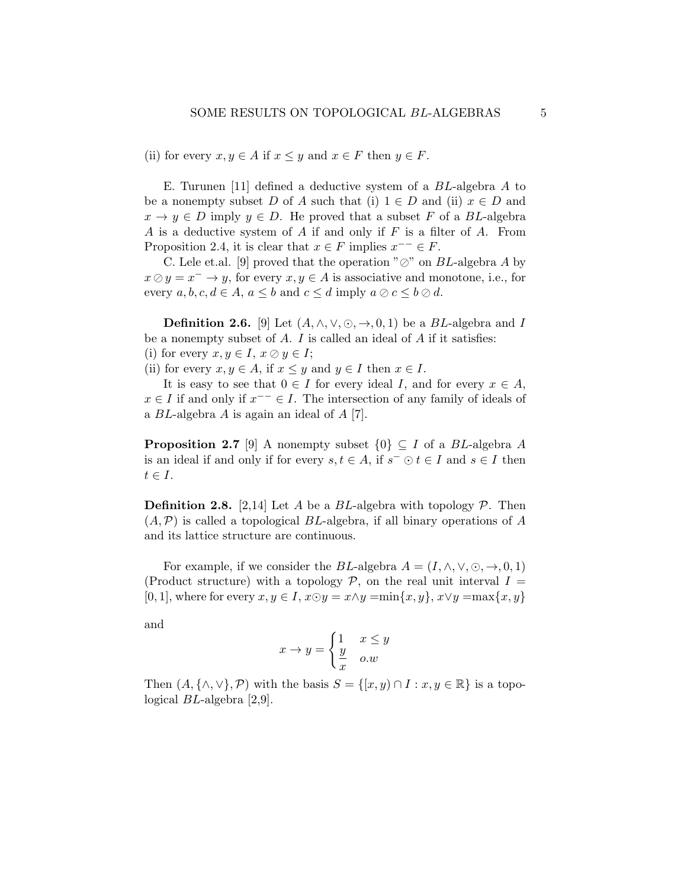(ii) for every $x, y \in A$ if $x \leq y$ and $x \in F$ then $y \in F$.

E. Turunen [11] defined a deductive system of a $BL$-algebra $A$ to be a nonempty subset $D$ of $A$ such that (i) $1 \in D$ and (ii) $x \in D$ and $x \to y \in D$ imply $y \in D$. He proved that a subset $F$ of a $BL$-algebra $A$ is a deductive system of $A$ if and only if $F$ is a filter of $A$. From Proposition 2.4, it is clear that $x \in F$ implies $x^{--} \in F$.

C. Lele et.al. [9] proved that the operation "$\oslash$" on $BL$-algebra $A$ by $x \oslash y = x^- \to y$, for every $x, y \in A$ is associative and monotone, i.e., for every $a, b, c, d \in A$, $a \leq b$ and $c \leq d$ imply $a \oslash c \leq b \oslash d$.

**Definition 2.6.** [9] Let $(A, \wedge, \vee, \odot, \to, 0, 1)$ be a $BL$-algebra and $I$ be a nonempty subset of $A$. $I$ is called an ideal of $A$ if it satisfies:
(i) for every $x, y \in I$, $x \oslash y \in I$;
(ii) for every $x, y \in A$, if $x \leq y$ and $y \in I$ then $x \in I$.

It is easy to see that $0 \in I$ for every ideal $I$, and for every $x \in A$, $x \in I$ if and only if $x^{--} \in I$. The intersection of any family of ideals of a $BL$-algebra $A$ is again an ideal of $A$ [7].

**Proposition 2.7** [9] A nonempty subset $\{0\} \subseteq I$ of a $BL$-algebra $A$ is an ideal if and only if for every $s, t \in A$, if $s^- \odot t \in I$ and $s \in I$ then $t \in I$.

**Definition 2.8.** [2,14] Let $A$ be a $BL$-algebra with topology $\mathcal{P}$. Then $(A, \mathcal{P})$ is called a topological $BL$-algebra, if all binary operations of $A$ and its lattice structure are continuous.

For example, if we consider the $BL$-algebra $A = (I, \wedge, \vee, \odot, \to, 0, 1)$ (Product structure) with a topology $\mathcal{P}$, on the real unit interval $I = [0, 1]$, where for every $x, y \in I$, $x \odot y = x \wedge y = \min\{x, y\}$, $x \vee y = \max\{x, y\}$

and

$$x \to y = \begin{cases} 1 & x \leq y \\ \dfrac{y}{x} & o.w \end{cases}$$

Then $(A, \{\wedge, \vee\}, \mathcal{P})$ with the basis $S = \{[x, y) \cap I : x, y \in \mathbb{R}\}$ is a topological $BL$-algebra [2,9].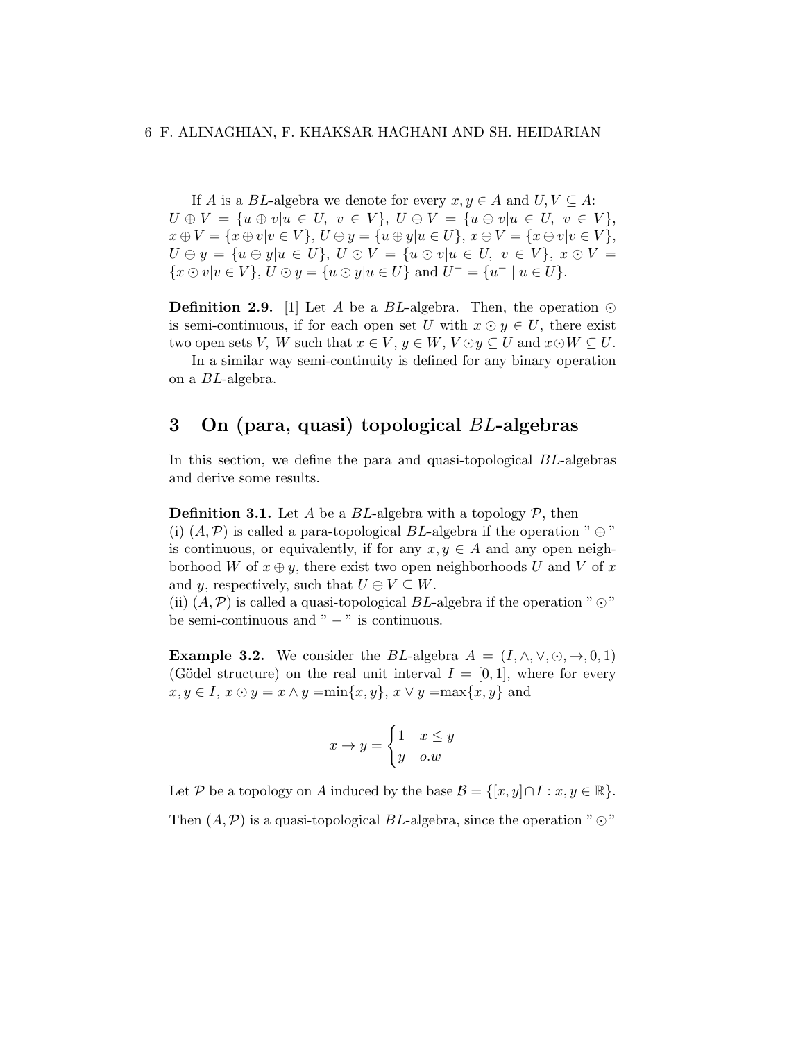If $A$ is a $BL$-algebra we denote for every $x, y \in A$ and $U, V \subseteq A$:
$U \oplus V = \{u \oplus v | u \in U, \ v \in V\}$, $U \ominus V = \{u \ominus v | u \in U, \ v \in V\}$, $x \oplus V = \{x \oplus v | v \in V\}$, $U \oplus y = \{u \oplus y | u \in U\}$, $x \ominus V = \{x \ominus v | v \in V\}$, $U \ominus y = \{u \ominus y | u \in U\}$, $U \odot V = \{u \odot v | u \in U, \ v \in V\}$, $x \odot V = \{x \odot v | v \in V\}$, $U \odot y = \{u \odot y | u \in U\}$ and $U^- = \{u^- \mid u \in U\}$.

**Definition 2.9.** [1] Let $A$ be a $BL$-algebra. Then, the operation $\odot$ is semi-continuous, if for each open set $U$ with $x \odot y \in U$, there exist two open sets $V$, $W$ such that $x \in V$, $y \in W$, $V \odot y \subseteq U$ and $x \odot W \subseteq U$.

In a similar way semi-continuity is defined for any binary operation on a $BL$-algebra.

## 3 On (para, quasi) topological $BL$-algebras

In this section, we define the para and quasi-topological $BL$-algebras and derive some results.

**Definition 3.1.** Let $A$ be a $BL$-algebra with a topology $\mathcal{P}$, then
(i) $(A, \mathcal{P})$ is called a para-topological $BL$-algebra if the operation "$\oplus$" is continuous, or equivalently, if for any $x, y \in A$ and any open neighborhood $W$ of $x \oplus y$, there exist two open neighborhoods $U$ and $V$ of $x$ and $y$, respectively, such that $U \oplus V \subseteq W$.
(ii) $(A, \mathcal{P})$ is called a quasi-topological $BL$-algebra if the operation "$\odot$" be semi-continuous and "$-$" is continuous.

**Example 3.2.** We consider the $BL$-algebra $A = (I, \wedge, \vee, \odot, \rightarrow, 0, 1)$ (Gödel structure) on the real unit interval $I = [0, 1]$, where for every $x, y \in I$, $x \odot y = x \wedge y = \min\{x, y\}$, $x \vee y = \max\{x, y\}$ and

$$x \rightarrow y = \begin{cases} 1 & x \leq y \\ y & o.w \end{cases}$$

Let $\mathcal{P}$ be a topology on $A$ induced by the base $\mathcal{B} = \{[x, y] \cap I : x, y \in \mathbb{R}\}$.

Then $(A, \mathcal{P})$ is a quasi-topological $BL$-algebra, since the operation "$\odot$"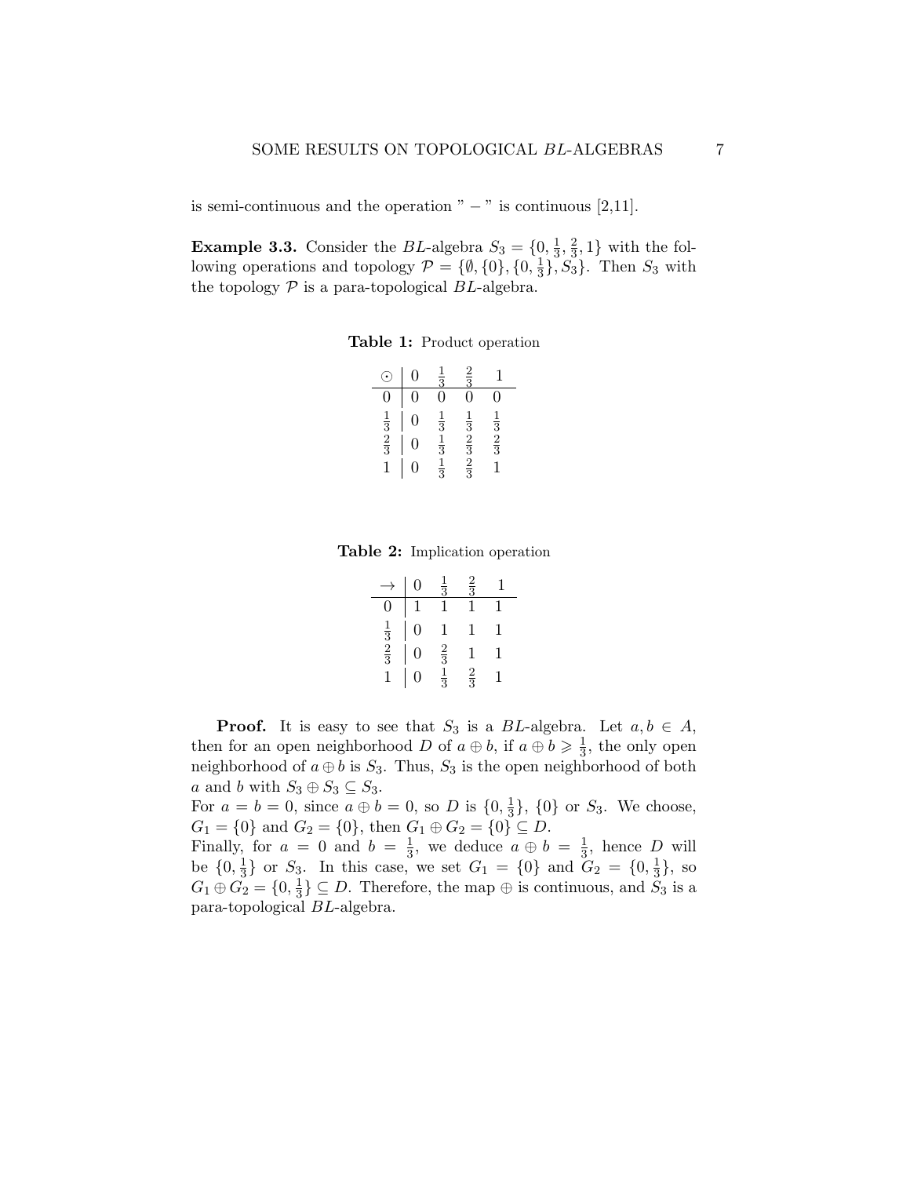is semi-continuous and the operation " − " is continuous [2,11].

**Example 3.3.** Consider the $BL$-algebra $S_3 = \{0, \frac{1}{3}, \frac{2}{3}, 1\}$ with the following operations and topology $\mathcal{P} = \{\emptyset, \{0\}, \{0, \frac{1}{3}\}, S_3\}$. Then $S_3$ with the topology $\mathcal{P}$ is a para-topological $BL$-algebra.

**Table 1:** Product operation

| $\odot$ | $0$ | $\frac{1}{3}$ | $\frac{2}{3}$ | $1$ |
|---|---|---|---|---|
| $0$ | $0$ | $0$ | $0$ | $0$ |
| $\frac{1}{3}$ | $0$ | $\frac{1}{3}$ | $\frac{1}{3}$ | $\frac{1}{3}$ |
| $\frac{2}{3}$ | $0$ | $\frac{1}{3}$ | $\frac{2}{3}$ | $\frac{2}{3}$ |
| $1$ | $0$ | $\frac{1}{3}$ | $\frac{2}{3}$ | $1$ |

**Table 2:** Implication operation

| $\rightarrow$ | $0$ | $\frac{1}{3}$ | $\frac{2}{3}$ | $1$ |
|---|---|---|---|---|
| $0$ | $1$ | $1$ | $1$ | $1$ |
| $\frac{1}{3}$ | $0$ | $1$ | $1$ | $1$ |
| $\frac{2}{3}$ | $0$ | $\frac{2}{3}$ | $1$ | $1$ |
| $1$ | $0$ | $\frac{1}{3}$ | $\frac{2}{3}$ | $1$ |

**Proof.** It is easy to see that $S_3$ is a $BL$-algebra. Let $a, b \in A$, then for an open neighborhood $D$ of $a \oplus b$, if $a \oplus b \geqslant \frac{1}{3}$, the only open neighborhood of $a \oplus b$ is $S_3$. Thus, $S_3$ is the open neighborhood of both $a$ and $b$ with $S_3 \oplus S_3 \subseteq S_3$.
For $a = b = 0$, since $a \oplus b = 0$, so $D$ is $\{0, \frac{1}{3}\}$, $\{0\}$ or $S_3$. We choose, $G_1 = \{0\}$ and $G_2 = \{0\}$, then $G_1 \oplus G_2 = \{0\} \subseteq D$.
Finally, for $a = 0$ and $b = \frac{1}{3}$, we deduce $a \oplus b = \frac{1}{3}$, hence $D$ will be $\{0, \frac{1}{3}\}$ or $S_3$. In this case, we set $G_1 = \{0\}$ and $G_2 = \{0, \frac{1}{3}\}$, so $G_1 \oplus G_2 = \{0, \frac{1}{3}\} \subseteq D$. Therefore, the map $\oplus$ is continuous, and $S_3$ is a para-topological $BL$-algebra.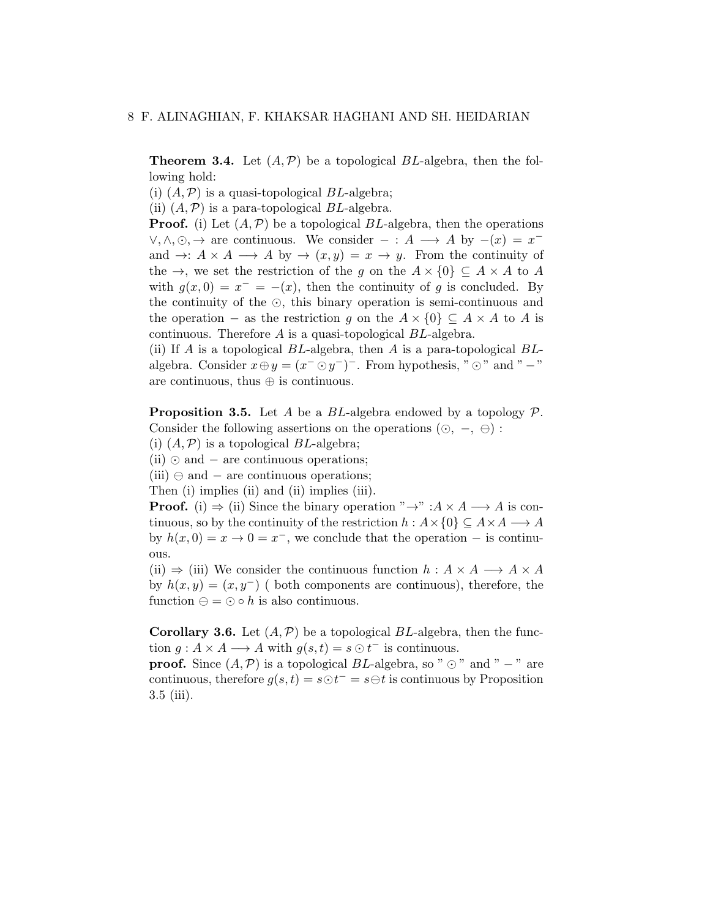**Theorem 3.4.** Let $(A, \mathcal{P})$ be a topological $BL$-algebra, then the following hold:
(i) $(A, \mathcal{P})$ is a quasi-topological $BL$-algebra;
(ii) $(A, \mathcal{P})$ is a para-topological $BL$-algebra.
**Proof.** (i) Let $(A, \mathcal{P})$ be a topological $BL$-algebra, then the operations $\vee, \wedge, \odot, \rightarrow$ are continuous. We consider $- : A \longrightarrow A$ by $-(x) = x^-$ and $\rightarrow: A \times A \longrightarrow A$ by $\rightarrow (x, y) = x \rightarrow y$. From the continuity of the $\rightarrow$, we set the restriction of the $g$ on the $A \times \{0\} \subseteq A \times A$ to $A$ with $g(x, 0) = x^- = -(x)$, then the continuity of $g$ is concluded. By the continuity of the $\odot$, this binary operation is semi-continuous and the operation $-$ as the restriction $g$ on the $A \times \{0\} \subseteq A \times A$ to $A$ is continuous. Therefore $A$ is a quasi-topological $BL$-algebra.
(ii) If $A$ is a topological $BL$-algebra, then $A$ is a para-topological $BL$-algebra. Consider $x \oplus y = (x^- \odot y^-)^-$. From hypothesis, "$\odot$" and "$-$" are continuous, thus $\oplus$ is continuous.

**Proposition 3.5.** Let $A$ be a $BL$-algebra endowed by a topology $\mathcal{P}$. Consider the following assertions on the operations $(\odot,\ -,\ \ominus)$ :
(i) $(A, \mathcal{P})$ is a topological $BL$-algebra;
(ii) $\odot$ and $-$ are continuous operations;
(iii) $\ominus$ and $-$ are continuous operations;
Then (i) implies (ii) and (ii) implies (iii).
**Proof.** (i) $\Rightarrow$ (ii) Since the binary operation "$\rightarrow$" $: A \times A \longrightarrow A$ is continuous, so by the continuity of the restriction $h : A \times \{0\} \subseteq A \times A \longrightarrow A$ by $h(x, 0) = x \rightarrow 0 = x^-$, we conclude that the operation $-$ is continuous.
(ii) $\Rightarrow$ (iii) We consider the continuous function $h : A \times A \longrightarrow A \times A$ by $h(x, y) = (x, y^-)$ ( both components are continuous), therefore, the function $\ominus = \odot \circ h$ is also continuous.

**Corollary 3.6.** Let $(A, \mathcal{P})$ be a topological $BL$-algebra, then the function $g : A \times A \longrightarrow A$ with $g(s, t) = s \odot t^-$ is continuous.
**proof.** Since $(A, \mathcal{P})$ is a topological $BL$-algebra, so "$\odot$" and "$-$" are continuous, therefore $g(s, t) = s \odot t^- = s \ominus t$ is continuous by Proposition 3.5 (iii).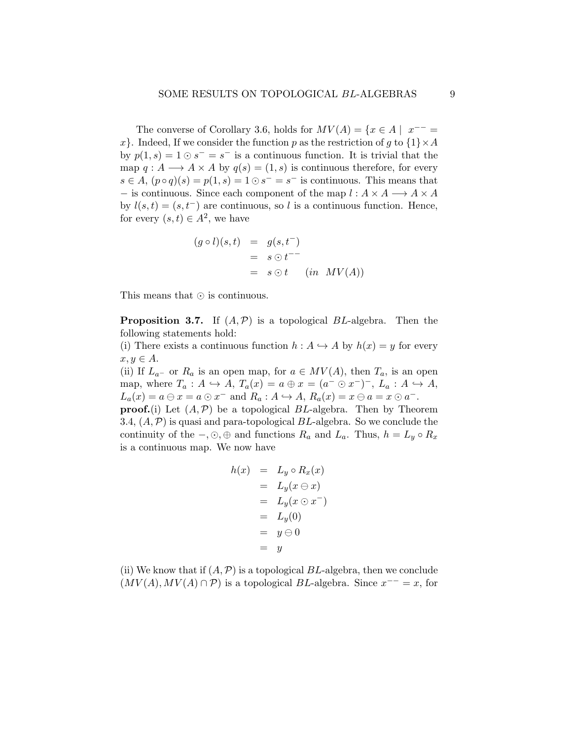The converse of Corollary 3.6, holds for $MV(A) = \{x \in A \mid x^{--} = x\}$. Indeed, If we consider the function $p$ as the restriction of $g$ to $\{1\} \times A$ by $p(1, s) = 1 \odot s^- = s^-$ is a continuous function. It is trivial that the map $q : A \longrightarrow A \times A$ by $q(s) = (1, s)$ is continuous therefore, for every $s \in A$, $(p \circ q)(s) = p(1, s) = 1 \odot s^- = s^-$ is continuous. This means that $-$ is continuous. Since each component of the map $l : A \times A \longrightarrow A \times A$ by $l(s, t) = (s, t^-)$ are continuous, so $l$ is a continuous function. Hence, for every $(s, t) \in A^2$, we have

$$
\begin{aligned}
(g \circ l)(s, t) &= g(s, t^-) \\
&= s \odot t^{--} \\
&= s \odot t \qquad (in \;\; MV(A))
\end{aligned}
$$

This means that $\odot$ is continuous.

**Proposition 3.7.** If $(A, \mathcal{P})$ is a topological $BL$-algebra. Then the following statements hold:
(i) There exists a continuous function $h : A \hookrightarrow A$ by $h(x) = y$ for every $x, y \in A$.
(ii) If $L_{a^-}$ or $R_a$ is an open map, for $a \in MV(A)$, then $T_a$, is an open map, where $T_a : A \hookrightarrow A$, $T_a(x) = a \oplus x = (a^- \odot x^-)^-$, $L_a : A \hookrightarrow A$, $L_a(x) = a \ominus x = a \odot x^-$ and $R_a : A \hookrightarrow A$, $R_a(x) = x \ominus a = x \odot a^-$.
**proof.**(i) Let $(A, \mathcal{P})$ be a topological $BL$-algebra. Then by Theorem 3.4, $(A, \mathcal{P})$ is quasi and para-topological $BL$-algebra. So we conclude the continuity of the $-, \odot, \oplus$ and functions $R_a$ and $L_a$. Thus, $h = L_y \circ R_x$ is a continuous map. We now have

$$
\begin{aligned}
h(x) &= L_y \circ R_x(x) \\
&= L_y(x \ominus x) \\
&= L_y(x \odot x^-) \\
&= L_y(0) \\
&= y \ominus 0 \\
&= y
\end{aligned}
$$

(ii) We know that if $(A, \mathcal{P})$ is a topological $BL$-algebra, then we conclude $(MV(A), MV(A) \cap \mathcal{P})$ is a topological $BL$-algebra. Since $x^{--} = x$, for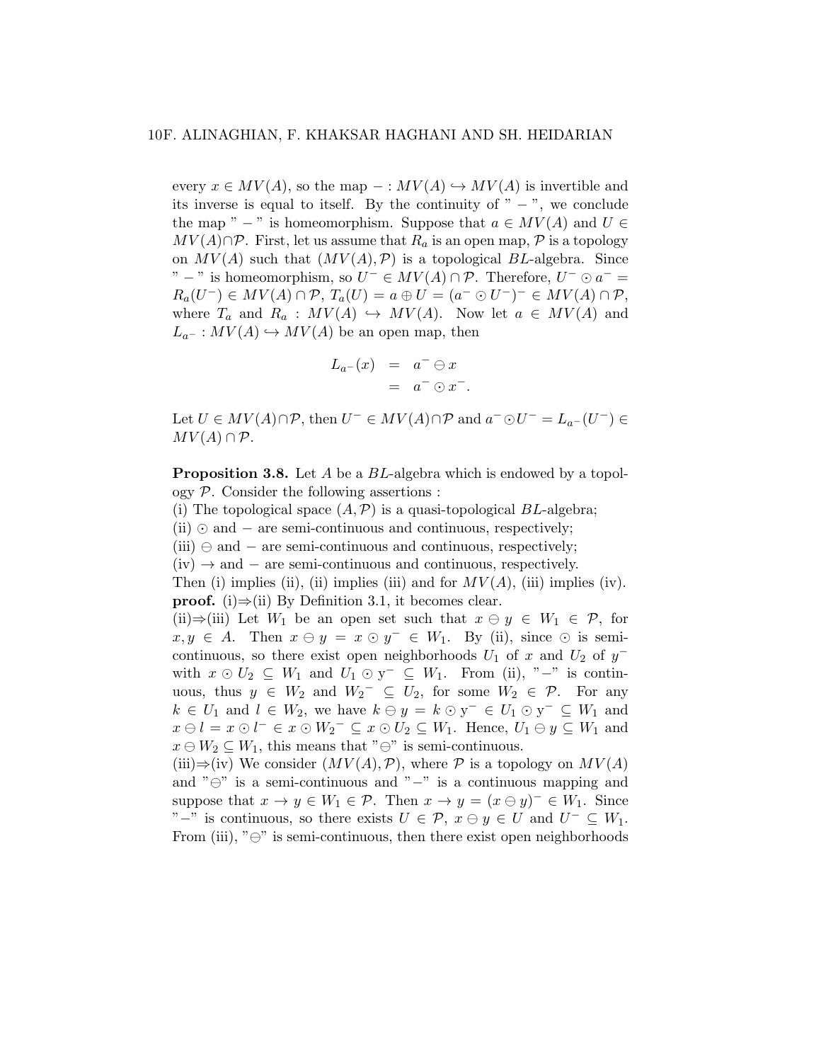every $x \in MV(A)$, so the map $- : MV(A) \hookrightarrow MV(A)$ is invertible and its inverse is equal to itself. By the continuity of " $-$ ", we conclude the map " $-$ " is homeomorphism. Suppose that $a \in MV(A)$ and $U \in MV(A) \cap \mathcal{P}$. First, let us assume that $R_a$ is an open map, $\mathcal{P}$ is a topology on $MV(A)$ such that $(MV(A), \mathcal{P})$ is a topological $BL$-algebra. Since " $-$ " is homeomorphism, so $U^- \in MV(A) \cap \mathcal{P}$. Therefore, $U^- \odot a^- = R_a(U^-) \in MV(A) \cap \mathcal{P}$, $T_a(U) = a \oplus U = (a^- \odot U^-)^- \in MV(A) \cap \mathcal{P}$, where $T_a$ and $R_a : MV(A) \hookrightarrow MV(A)$. Now let $a \in MV(A)$ and $L_{a^-} : MV(A) \hookrightarrow MV(A)$ be an open map, then

$$
\begin{aligned}
L_{a^-}(x) &= a^- \ominus x \\
&= a^- \odot x^-.
\end{aligned}
$$

Let $U \in MV(A) \cap \mathcal{P}$, then $U^- \in MV(A) \cap \mathcal{P}$ and $a^- \odot U^- = L_{a^-}(U^-) \in MV(A) \cap \mathcal{P}$.

**Proposition 3.8.** Let $A$ be a $BL$-algebra which is endowed by a topology $\mathcal{P}$. Consider the following assertions :
(i) The topological space $(A, \mathcal{P})$ is a quasi-topological $BL$-algebra;
(ii) $\odot$ and $-$ are semi-continuous and continuous, respectively;
(iii) $\ominus$ and $-$ are semi-continuous and continuous, respectively;
(iv) $\rightarrow$ and $-$ are semi-continuous and continuous, respectively.
Then (i) implies (ii), (ii) implies (iii) and for $MV(A)$, (iii) implies (iv).
**proof.** (i)$\Rightarrow$(ii) By Definition 3.1, it becomes clear.
(ii)$\Rightarrow$(iii) Let $W_1$ be an open set such that $x \ominus y \in W_1 \in \mathcal{P}$, for $x, y \in A$. Then $x \ominus y = x \odot y^- \in W_1$. By (ii), since $\odot$ is semi-continuous, so there exist open neighborhoods $U_1$ of $x$ and $U_2$ of $y^-$ with $x \odot U_2 \subseteq W_1$ and $U_1 \odot y^- \subseteq W_1$. From (ii), "$-$" is continuous, thus $y \in W_2$ and $W_2{}^- \subseteq U_2$, for some $W_2 \in \mathcal{P}$. For any $k \in U_1$ and $l \in W_2$, we have $k \ominus y = k \odot y^- \in U_1 \odot y^- \subseteq W_1$ and $x \ominus l = x \odot l^- \in x \odot W_2{}^- \subseteq x \odot U_2 \subseteq W_1$. Hence, $U_1 \ominus y \subseteq W_1$ and $x \ominus W_2 \subseteq W_1$, this means that "$\ominus$" is semi-continuous.
(iii)$\Rightarrow$(iv) We consider $(MV(A), \mathcal{P})$, where $\mathcal{P}$ is a topology on $MV(A)$ and "$\ominus$" is a semi-continuous and "$-$" is a continuous mapping and suppose that $x \rightarrow y \in W_1 \in \mathcal{P}$. Then $x \rightarrow y = (x \ominus y)^- \in W_1$. Since "$-$" is continuous, so there exists $U \in \mathcal{P}$, $x \ominus y \in U$ and $U^- \subseteq W_1$. From (iii), "$\ominus$" is semi-continuous, then there exist open neighborhoods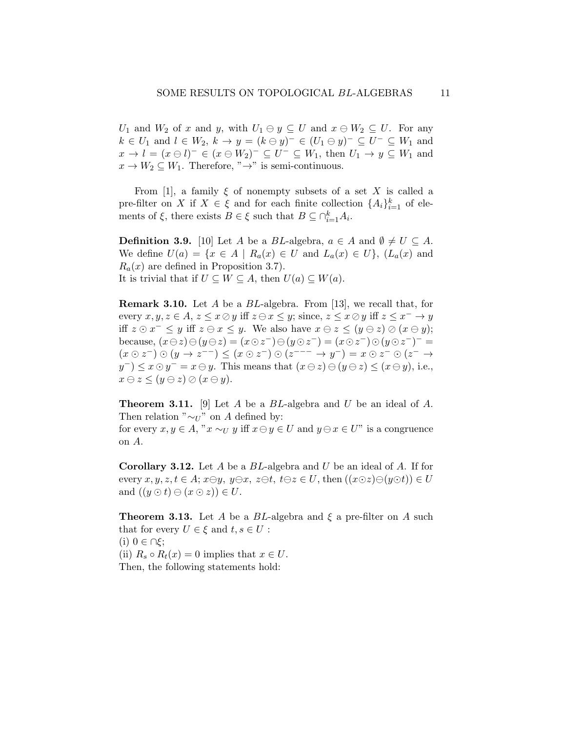$U_1$ and $W_2$ of $x$ and $y$, with $U_1 \ominus y \subseteq U$ and $x \ominus W_2 \subseteq U$. For any $k \in U_1$ and $l \in W_2$, $k \to y = (k \ominus y)^- \in (U_1 \ominus y)^- \subseteq U^- \subseteq W_1$ and $x \to l = (x \ominus l)^- \in (x \ominus W_2)^- \subseteq U^- \subseteq W_1$, then $U_1 \to y \subseteq W_1$ and $x \to W_2 \subseteq W_1$. Therefore, "$\to$" is semi-continuous.

From [1], a family $\xi$ of nonempty subsets of a set $X$ is called a pre-filter on $X$ if $X \in \xi$ and for each finite collection $\{A_i\}_{i=1}^k$ of elements of $\xi$, there exists $B \in \xi$ such that $B \subseteq \cap_{i=1}^k A_i$.

**Definition 3.9.** [10] Let $A$ be a $BL$-algebra, $a \in A$ and $\emptyset \neq U \subseteq A$. We define $U(a) = \{x \in A \mid R_a(x) \in U \text{ and } L_a(x) \in U\}$, ($L_a(x)$ and $R_a(x)$ are defined in Proposition 3.7).
It is trivial that if $U \subseteq W \subseteq A$, then $U(a) \subseteq W(a)$.

**Remark 3.10.** Let $A$ be a $BL$-algebra. From [13], we recall that, for every $x, y, z \in A$, $z \leq x \oslash y$ iff $z \ominus x \leq y$; since, $z \leq x \oslash y$ iff $z \leq x^- \to y$ iff $z \odot x^- \leq y$ iff $z \ominus x \leq y$. We also have $x \ominus z \leq (y \ominus z) \oslash (x \ominus y)$; because, $(x \ominus z) \ominus (y \ominus z) = (x \odot z^-) \ominus (y \odot z^-) = (x \odot z^-) \odot (y \odot z^-)^- = (x \odot z^-) \odot (y \to z^{--}) \leq (x \odot z^-) \odot (z^{---} \to y^-) = x \odot z^- \odot (z^- \to y^-) \leq x \odot y^- = x \ominus y$. This means that $(x \ominus z) \ominus (y \ominus z) \leq (x \ominus y)$, i.e., $x \ominus z \leq (y \ominus z) \oslash (x \ominus y)$.

**Theorem 3.11.** [9] Let $A$ be a $BL$-algebra and $U$ be an ideal of $A$. Then relation "$\sim_U$" on $A$ defined by:
for every $x, y \in A$, "$x \sim_U y$ iff $x \ominus y \in U$ and $y \ominus x \in U$" is a congruence on $A$.

**Corollary 3.12.** Let $A$ be a $BL$-algebra and $U$ be an ideal of $A$. If for every $x, y, z, t \in A$; $x \ominus y$, $y \ominus x$, $z \ominus t$, $t \ominus z \in U$, then $((x \odot z) \ominus (y \odot t)) \in U$ and $((y \odot t) \ominus (x \odot z)) \in U$.

**Theorem 3.13.** Let $A$ be a $BL$-algebra and $\xi$ a pre-filter on $A$ such that for every $U \in \xi$ and $t, s \in U$ :
(i) $0 \in \cap \xi$;
(ii) $R_s \circ R_t(x) = 0$ implies that $x \in U$.
Then, the following statements hold: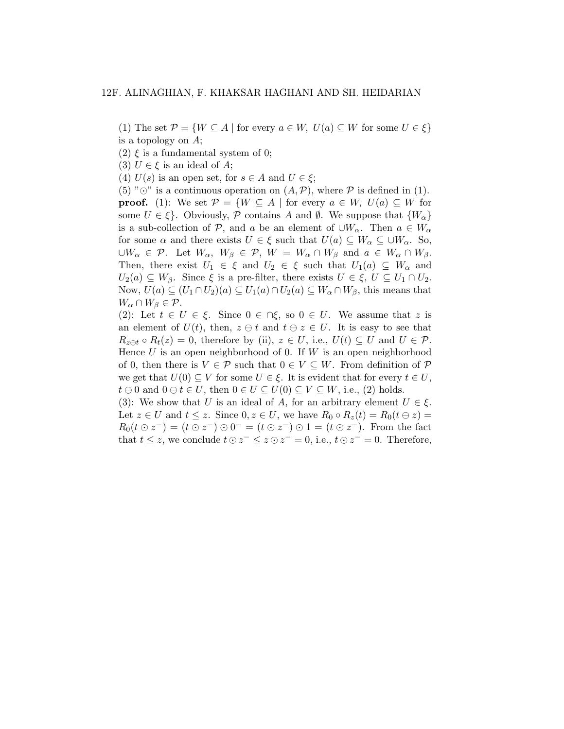(1) The set $\mathcal{P} = \{W \subseteq A \mid \text{for every } a \in W,\ U(a) \subseteq W \text{ for some } U \in \xi\}$ is a topology on $A$;
(2) $\xi$ is a fundamental system of 0;
(3) $U \in \xi$ is an ideal of $A$;
(4) $U(s)$ is an open set, for $s \in A$ and $U \in \xi$;
(5) "$\odot$" is a continuous operation on $(A, \mathcal{P})$, where $\mathcal{P}$ is defined in (1).

**proof.** (1): We set $\mathcal{P} = \{W \subseteq A \mid \text{for every } a \in W,\ U(a) \subseteq W \text{ for some } U \in \xi\}$. Obviously, $\mathcal{P}$ contains $A$ and $\emptyset$. We suppose that $\{W_\alpha\}$ is a sub-collection of $\mathcal{P}$, and $a$ be an element of $\cup W_\alpha$. Then $a \in W_\alpha$ for some $\alpha$ and there exists $U \in \xi$ such that $U(a) \subseteq W_\alpha \subseteq \cup W_\alpha$. So, $\cup W_\alpha \in \mathcal{P}$. Let $W_\alpha,\ W_\beta \in \mathcal{P}$, $W = W_\alpha \cap W_\beta$ and $a \in W_\alpha \cap W_\beta$. Then, there exist $U_1 \in \xi$ and $U_2 \in \xi$ such that $U_1(a) \subseteq W_\alpha$ and $U_2(a) \subseteq W_\beta$. Since $\xi$ is a pre-filter, there exists $U \in \xi$, $U \subseteq U_1 \cap U_2$. Now, $U(a) \subseteq (U_1 \cap U_2)(a) \subseteq U_1(a) \cap U_2(a) \subseteq W_\alpha \cap W_\beta$, this means that $W_\alpha \cap W_\beta \in \mathcal{P}$.

(2): Let $t \in U \in \xi$. Since $0 \in \cap\xi$, so $0 \in U$. We assume that $z$ is an element of $U(t)$, then, $z \ominus t$ and $t \ominus z \in U$. It is easy to see that $R_{z\ominus t} \circ R_t(z) = 0$, therefore by (ii), $z \in U$, i.e., $U(t) \subseteq U$ and $U \in \mathcal{P}$. Hence $U$ is an open neighborhood of 0. If $W$ is an open neighborhood of 0, then there is $V \in \mathcal{P}$ such that $0 \in V \subseteq W$. From definition of $\mathcal{P}$ we get that $U(0) \subseteq V$ for some $U \in \xi$. It is evident that for every $t \in U$, $t \ominus 0$ and $0 \ominus t \in U$, then $0 \in U \subseteq U(0) \subseteq V \subseteq W$, i.e., (2) holds.

(3): We show that $U$ is an ideal of $A$, for an arbitrary element $U \in \xi$. Let $z \in U$ and $t \leq z$. Since $0, z \in U$, we have $R_0 \circ R_z(t) = R_0(t \ominus z) = R_0(t \odot z^-) = (t \odot z^-) \odot 0^- = (t \odot z^-) \odot 1 = (t \odot z^-)$. From the fact that $t \leq z$, we conclude $t \odot z^- \leq z \odot z^- = 0$, i.e., $t \odot z^- = 0$. Therefore,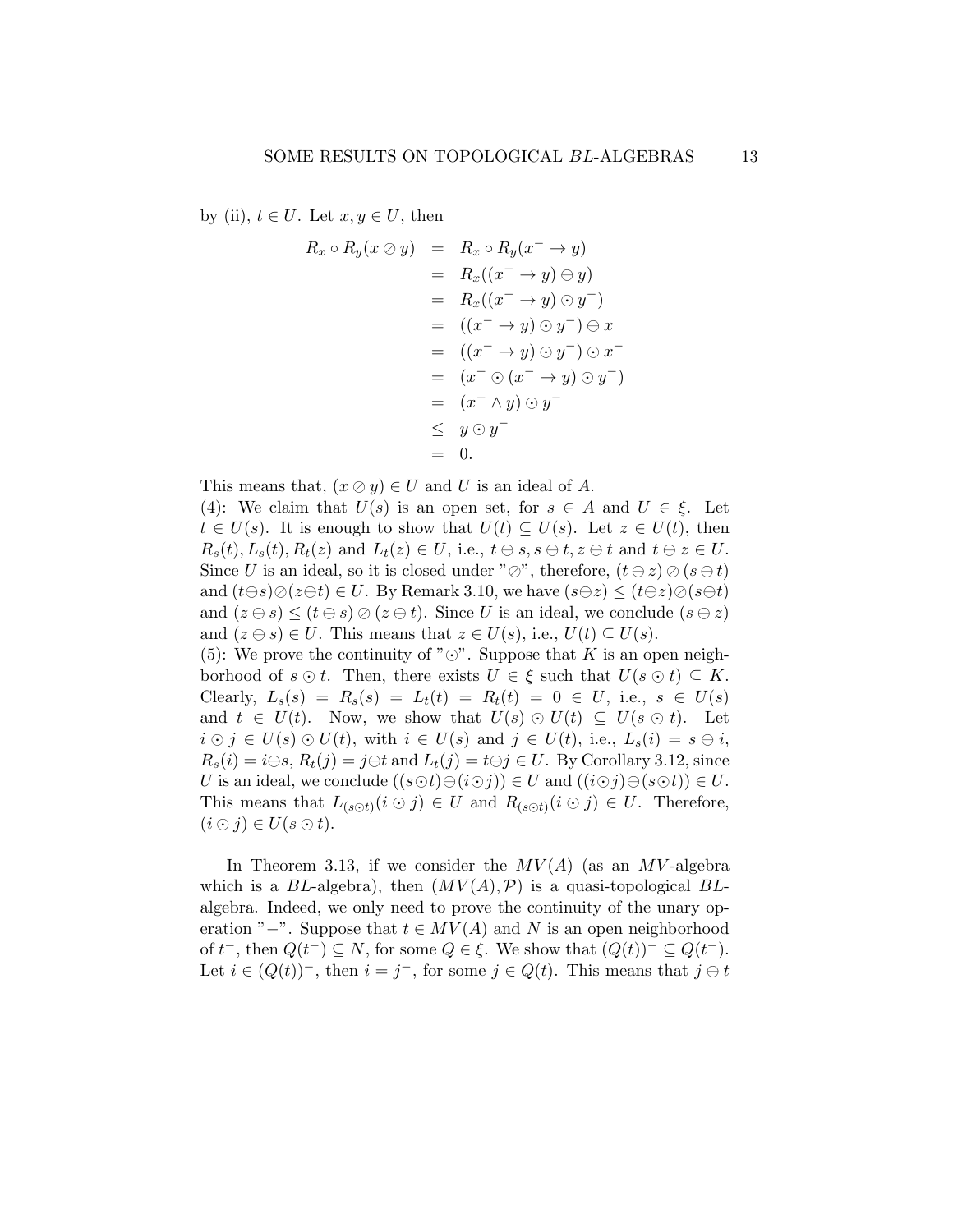by (ii), $t \in U$. Let $x, y \in U$, then

$$
\begin{aligned}
R_x \circ R_y(x \oslash y) &= R_x \circ R_y(x^- \to y) \\
&= R_x((x^- \to y) \ominus y) \\
&= R_x((x^- \to y) \odot y^-) \\
&= ((x^- \to y) \odot y^-) \ominus x \\
&= ((x^- \to y) \odot y^-) \odot x^- \\
&= (x^- \odot (x^- \to y) \odot y^-) \\
&= (x^- \wedge y) \odot y^- \\
&\leq y \odot y^- \\
&= 0.
\end{aligned}
$$

This means that, $(x \oslash y) \in U$ and $U$ is an ideal of $A$.

(4): We claim that $U(s)$ is an open set, for $s \in A$ and $U \in \xi$. Let $t \in U(s)$. It is enough to show that $U(t) \subseteq U(s)$. Let $z \in U(t)$, then $R_s(t), L_s(t), R_t(z)$ and $L_t(z) \in U$, i.e., $t \ominus s, s \ominus t, z \ominus t$ and $t \ominus z \in U$. Since $U$ is an ideal, so it is closed under "$\oslash$", therefore, $(t \ominus z) \oslash (s \ominus t)$ and $(t \ominus s) \oslash (z \ominus t) \in U$. By Remark 3.10, we have $(s \ominus z) \leq (t \ominus z) \oslash (s \ominus t)$ and $(z \ominus s) \leq (t \ominus s) \oslash (z \ominus t)$. Since $U$ is an ideal, we conclude $(s \ominus z)$ and $(z \ominus s) \in U$. This means that $z \in U(s)$, i.e., $U(t) \subseteq U(s)$.

(5): We prove the continuity of "$\odot$". Suppose that $K$ is an open neighborhood of $s \odot t$. Then, there exists $U \in \xi$ such that $U(s \odot t) \subseteq K$. Clearly, $L_s(s) = R_s(s) = L_t(t) = R_t(t) = 0 \in U$, i.e., $s \in U(s)$ and $t \in U(t)$. Now, we show that $U(s) \odot U(t) \subseteq U(s \odot t)$. Let $i \odot j \in U(s) \odot U(t)$, with $i \in U(s)$ and $j \in U(t)$, i.e., $L_s(i) = s \ominus i$, $R_s(i) = i \ominus s$, $R_t(j) = j \ominus t$ and $L_t(j) = t \ominus j \in U$. By Corollary 3.12, since $U$ is an ideal, we conclude $((s \odot t) \ominus (i \odot j)) \in U$ and $((i \odot j) \ominus (s \odot t)) \in U$. This means that $L_{(s \odot t)}(i \odot j) \in U$ and $R_{(s \odot t)}(i \odot j) \in U$. Therefore, $(i \odot j) \in U(s \odot t)$.

In Theorem 3.13, if we consider the $MV(A)$ (as an $MV$-algebra which is a $BL$-algebra), then $(MV(A), \mathcal{P})$ is a quasi-topological $BL$-algebra. Indeed, we only need to prove the continuity of the unary operation "$-$". Suppose that $t \in MV(A)$ and $N$ is an open neighborhood of $t^-$, then $Q(t^-) \subseteq N$, for some $Q \in \xi$. We show that $(Q(t))^- \subseteq Q(t^-)$. Let $i \in (Q(t))^-$, then $i = j^-$, for some $j \in Q(t)$. This means that $j \ominus t$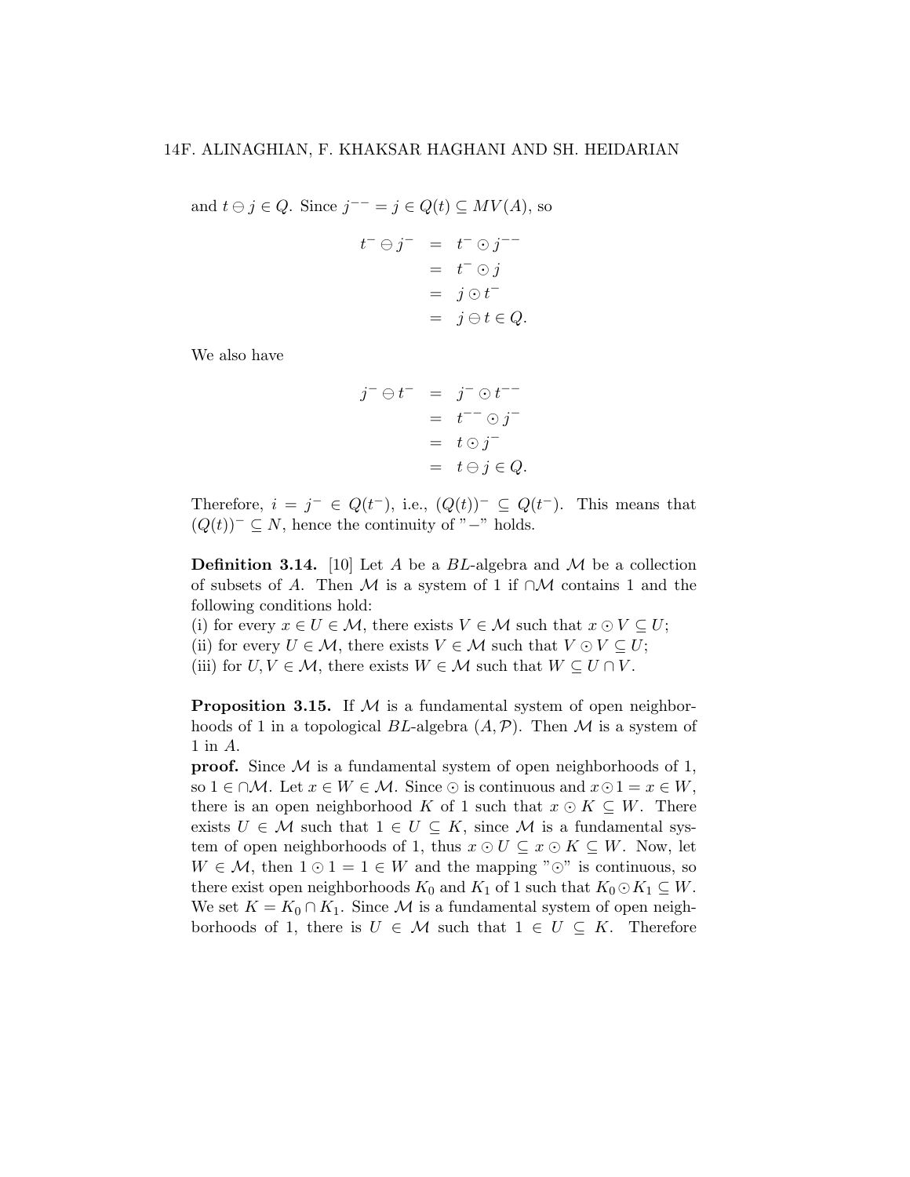and $t \ominus j \in Q$. Since $j^{--} = j \in Q(t) \subseteq MV(A)$, so

$$\begin{aligned} t^- \ominus j^- &= t^- \odot j^{--} \\ &= t^- \odot j \\ &= j \odot t^- \\ &= j \ominus t \in Q. \end{aligned}$$

We also have

$$\begin{aligned} j^- \ominus t^- &= j^- \odot t^{--} \\ &= t^{--} \odot j^- \\ &= t \odot j^- \\ &= t \ominus j \in Q. \end{aligned}$$

Therefore, $i = j^- \in Q(t^-)$, i.e., $(Q(t))^- \subseteq Q(t^-)$. This means that $(Q(t))^- \subseteq N$, hence the continuity of "$-$" holds.

**Definition 3.14.** [10] Let $A$ be a $BL$-algebra and $\mathcal{M}$ be a collection of subsets of $A$. Then $\mathcal{M}$ is a system of 1 if $\cap\mathcal{M}$ contains 1 and the following conditions hold:
(i) for every $x \in U \in \mathcal{M}$, there exists $V \in \mathcal{M}$ such that $x \odot V \subseteq U$;
(ii) for every $U \in \mathcal{M}$, there exists $V \in \mathcal{M}$ such that $V \odot V \subseteq U$;
(iii) for $U, V \in \mathcal{M}$, there exists $W \in \mathcal{M}$ such that $W \subseteq U \cap V$.

**Proposition 3.15.** If $\mathcal{M}$ is a fundamental system of open neighborhoods of 1 in a topological $BL$-algebra $(A, \mathcal{P})$. Then $\mathcal{M}$ is a system of 1 in $A$.
**proof.** Since $\mathcal{M}$ is a fundamental system of open neighborhoods of 1, so $1 \in \cap\mathcal{M}$. Let $x \in W \in \mathcal{M}$. Since $\odot$ is continuous and $x \odot 1 = x \in W$, there is an open neighborhood $K$ of 1 such that $x \odot K \subseteq W$. There exists $U \in \mathcal{M}$ such that $1 \in U \subseteq K$, since $\mathcal{M}$ is a fundamental system of open neighborhoods of 1, thus $x \odot U \subseteq x \odot K \subseteq W$. Now, let $W \in \mathcal{M}$, then $1 \odot 1 = 1 \in W$ and the mapping "$\odot$" is continuous, so there exist open neighborhoods $K_0$ and $K_1$ of 1 such that $K_0 \odot K_1 \subseteq W$. We set $K = K_0 \cap K_1$. Since $\mathcal{M}$ is a fundamental system of open neighborhoods of 1, there is $U \in \mathcal{M}$ such that $1 \in U \subseteq K$. Therefore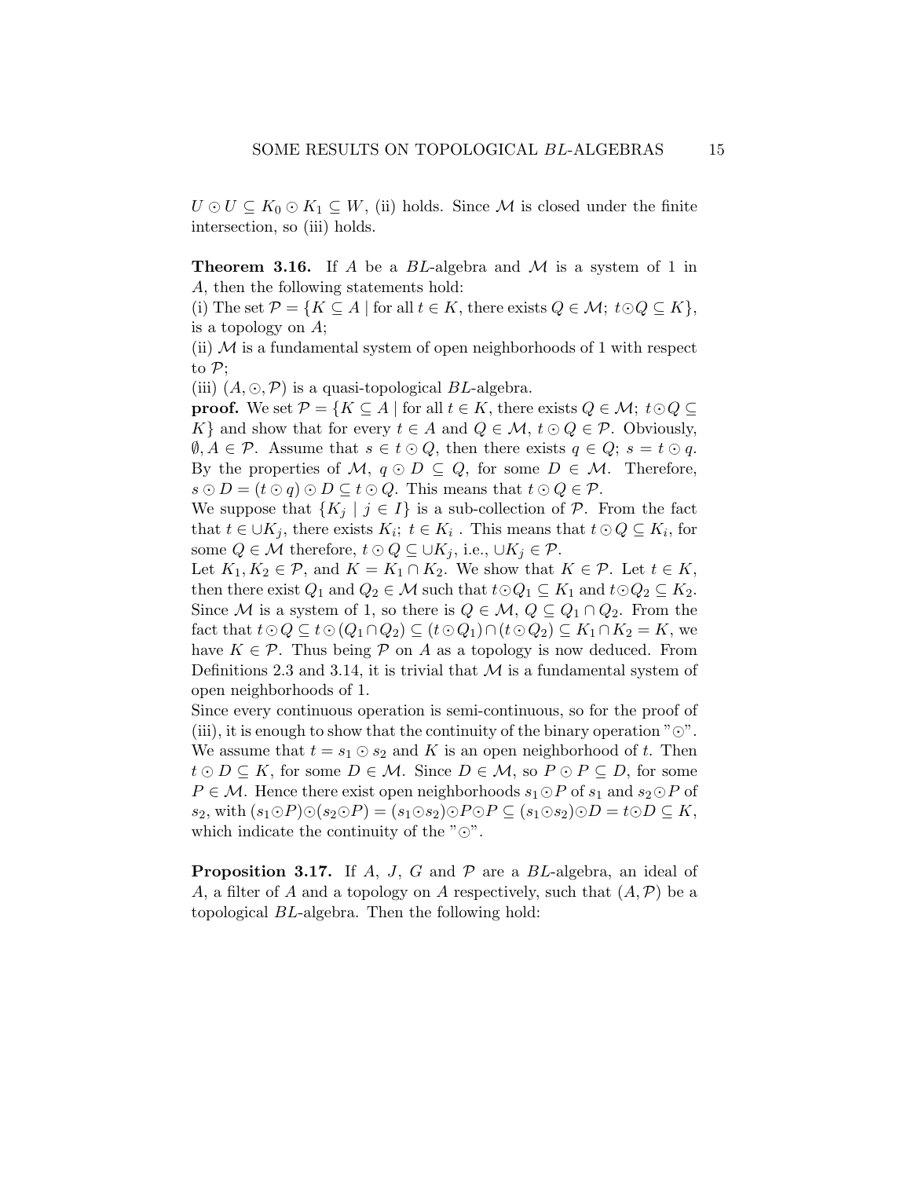$U \odot U \subseteq K_0 \odot K_1 \subseteq W$, (ii) holds. Since $\mathcal{M}$ is closed under the finite intersection, so (iii) holds.

**Theorem 3.16.** If $A$ be a $BL$-algebra and $\mathcal{M}$ is a system of 1 in $A$, then the following statements hold:
(i) The set $\mathcal{P} = \{K \subseteq A \mid \text{for all } t \in K, \text{ there exists } Q \in \mathcal{M};\ t \odot Q \subseteq K\}$, is a topology on $A$;
(ii) $\mathcal{M}$ is a fundamental system of open neighborhoods of 1 with respect to $\mathcal{P}$;
(iii) $(A, \odot, \mathcal{P})$ is a quasi-topological $BL$-algebra.
**proof.** We set $\mathcal{P} = \{K \subseteq A \mid \text{for all } t \in K, \text{ there exists } Q \in \mathcal{M};\ t \odot Q \subseteq K\}$ and show that for every $t \in A$ and $Q \in \mathcal{M}$, $t \odot Q \in \mathcal{P}$. Obviously, $\emptyset, A \in \mathcal{P}$. Assume that $s \in t \odot Q$, then there exists $q \in Q$; $s = t \odot q$. By the properties of $\mathcal{M}$, $q \odot D \subseteq Q$, for some $D \in \mathcal{M}$. Therefore, $s \odot D = (t \odot q) \odot D \subseteq t \odot Q$. This means that $t \odot Q \in \mathcal{P}$.
We suppose that $\{K_j \mid j \in I\}$ is a sub-collection of $\mathcal{P}$. From the fact that $t \in \cup K_j$, there exists $K_i$; $t \in K_i$ . This means that $t \odot Q \subseteq K_i$, for some $Q \in \mathcal{M}$ therefore, $t \odot Q \subseteq \cup K_j$, i.e., $\cup K_j \in \mathcal{P}$.
Let $K_1, K_2 \in \mathcal{P}$, and $K = K_1 \cap K_2$. We show that $K \in \mathcal{P}$. Let $t \in K$, then there exist $Q_1$ and $Q_2 \in \mathcal{M}$ such that $t \odot Q_1 \subseteq K_1$ and $t \odot Q_2 \subseteq K_2$. Since $\mathcal{M}$ is a system of 1, so there is $Q \in \mathcal{M}$, $Q \subseteq Q_1 \cap Q_2$. From the fact that $t \odot Q \subseteq t \odot (Q_1 \cap Q_2) \subseteq (t \odot Q_1) \cap (t \odot Q_2) \subseteq K_1 \cap K_2 = K$, we have $K \in \mathcal{P}$. Thus being $\mathcal{P}$ on $A$ as a topology is now deduced. From Definitions 2.3 and 3.14, it is trivial that $\mathcal{M}$ is a fundamental system of open neighborhoods of 1.
Since every continuous operation is semi-continuous, so for the proof of (iii), it is enough to show that the continuity of the binary operation "$\odot$". We assume that $t = s_1 \odot s_2$ and $K$ is an open neighborhood of $t$. Then $t \odot D \subseteq K$, for some $D \in \mathcal{M}$. Since $D \in \mathcal{M}$, so $P \odot P \subseteq D$, for some $P \in \mathcal{M}$. Hence there exist open neighborhoods $s_1 \odot P$ of $s_1$ and $s_2 \odot P$ of $s_2$, with $(s_1 \odot P) \odot (s_2 \odot P) = (s_1 \odot s_2) \odot P \odot P \subseteq (s_1 \odot s_2) \odot D = t \odot D \subseteq K$, which indicate the continuity of the "$\odot$".

**Proposition 3.17.** If $A$, $J$, $G$ and $\mathcal{P}$ are a $BL$-algebra, an ideal of $A$, a filter of $A$ and a topology on $A$ respectively, such that $(A, \mathcal{P})$ be a topological $BL$-algebra. Then the following hold: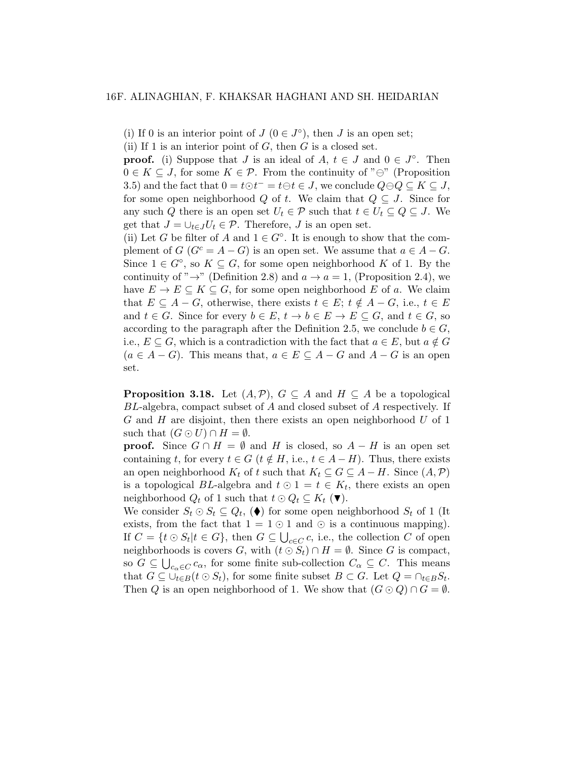(i) If 0 is an interior point of $J$ ($0 \in J^\circ$), then $J$ is an open set;
(ii) If 1 is an interior point of $G$, then $G$ is a closed set.

**proof.** (i) Suppose that $J$ is an ideal of $A$, $t \in J$ and $0 \in J^\circ$. Then $0 \in K \subseteq J$, for some $K \in \mathcal{P}$. From the continuity of "$\ominus$" (Proposition 3.5) and the fact that $0 = t \odot t^- = t \ominus t \in J$, we conclude $Q \ominus Q \subseteq K \subseteq J$, for some open neighborhood $Q$ of $t$. We claim that $Q \subseteq J$. Since for any such $Q$ there is an open set $U_t \in \mathcal{P}$ such that $t \in U_t \subseteq Q \subseteq J$. We get that $J = \cup_{t \in J} U_t \in \mathcal{P}$. Therefore, $J$ is an open set.

(ii) Let $G$ be filter of $A$ and $1 \in G^\circ$. It is enough to show that the complement of $G$ ($G^c = A - G$) is an open set. We assume that $a \in A - G$. Since $1 \in G^\circ$, so $K \subseteq G$, for some open neighborhood $K$ of 1. By the continuity of "$\rightarrow$" (Definition 2.8) and $a \rightarrow a = 1$, (Proposition 2.4), we have $E \rightarrow E \subseteq K \subseteq G$, for some open neighborhood $E$ of $a$. We claim that $E \subseteq A - G$, otherwise, there exists $t \in E$; $t \notin A - G$, i.e., $t \in E$ and $t \in G$. Since for every $b \in E$, $t \rightarrow b \in E \rightarrow E \subseteq G$, and $t \in G$, so according to the paragraph after the Definition 2.5, we conclude $b \in G$, i.e., $E \subseteq G$, which is a contradiction with the fact that $a \in E$, but $a \notin G$ ($a \in A - G$). This means that, $a \in E \subseteq A - G$ and $A - G$ is an open set.

**Proposition 3.18.** Let $(A, \mathcal{P})$, $G \subseteq A$ and $H \subseteq A$ be a topological $BL$-algebra, compact subset of $A$ and closed subset of $A$ respectively. If $G$ and $H$ are disjoint, then there exists an open neighborhood $U$ of 1 such that $(G \odot U) \cap H = \emptyset$.

**proof.** Since $G \cap H = \emptyset$ and $H$ is closed, so $A - H$ is an open set containing $t$, for every $t \in G$ ($t \notin H$, i.e., $t \in A - H$). Thus, there exists an open neighborhood $K_t$ of $t$ such that $K_t \subseteq G \subseteq A - H$. Since $(A, \mathcal{P})$ is a topological $BL$-algebra and $t \odot 1 = t \in K_t$, there exists an open neighborhood $Q_t$ of 1 such that $t \odot Q_t \subseteq K_t$ ($\blacktriangledown$).

We consider $S_t \odot S_t \subseteq Q_t$, ($\blacklozenge$) for some open neighborhood $S_t$ of 1 (It exists, from the fact that $1 = 1 \odot 1$ and $\odot$ is a continuous mapping). If $C = \{t \odot S_t | t \in G\}$, then $G \subseteq \bigcup_{c \in C} c$, i.e., the collection $C$ of open neighborhoods is covers $G$, with $(t \odot S_t) \cap H = \emptyset$. Since $G$ is compact, so $G \subseteq \bigcup_{c_\alpha \in C} c_\alpha$, for some finite sub-collection $C_\alpha \subseteq C$. This means that $G \subseteq \cup_{t \in B}(t \odot S_t)$, for some finite subset $B \subset G$. Let $Q = \cap_{t \in B} S_t$. Then $Q$ is an open neighborhood of 1. We show that $(G \odot Q) \cap G = \emptyset$.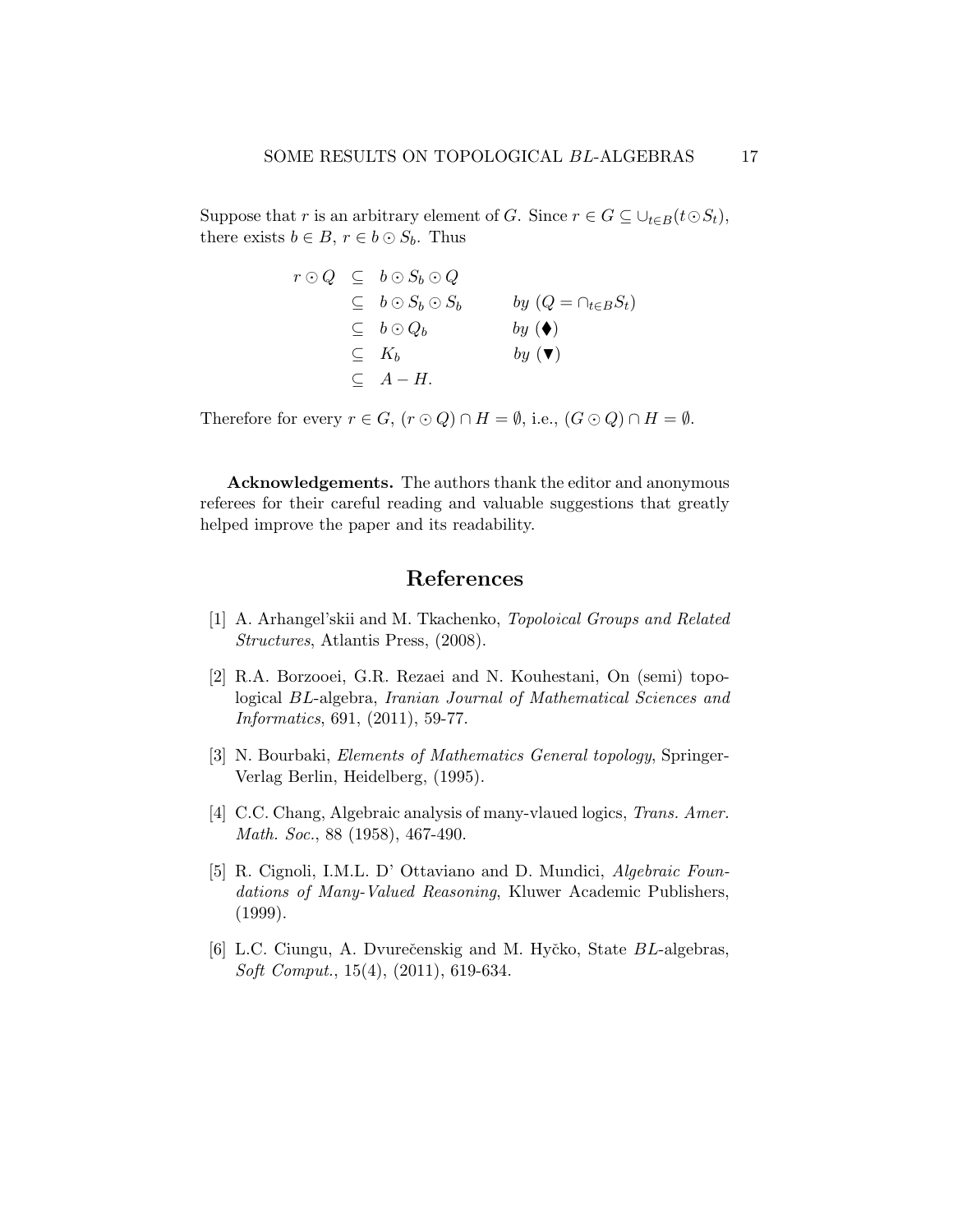Suppose that $r$ is an arbitrary element of $G$. Since $r \in G \subseteq \cup_{t \in B}(t \odot S_t)$, there exists $b \in B$, $r \in b \odot S_b$. Thus

$$
\begin{array}{rcll}
r \odot Q & \subseteq & b \odot S_b \odot Q & \\
& \subseteq & b \odot S_b \odot S_b & \text{by } (Q = \cap_{t \in B} S_t) \\
& \subseteq & b \odot Q_b & \text{by } (\blacklozenge) \\
& \subseteq & K_b & \text{by } (\blacktriangledown) \\
& \subseteq & A - H. &
\end{array}
$$

Therefore for every $r \in G$, $(r \odot Q) \cap H = \emptyset$, i.e., $(G \odot Q) \cap H = \emptyset$.

**Acknowledgements.** The authors thank the editor and anonymous referees for their careful reading and valuable suggestions that greatly helped improve the paper and its readability.

## References

[1] A. Arhangel'skii and M. Tkachenko, *Topoloical Groups and Related Structures*, Atlantis Press, (2008).

[2] R.A. Borzooei, G.R. Rezaei and N. Kouhestani, On (semi) topological $BL$-algebra, *Iranian Journal of Mathematical Sciences and Informatics*, 691, (2011), 59-77.

[3] N. Bourbaki, *Elements of Mathematics General topology*, Springer-Verlag Berlin, Heidelberg, (1995).

[4] C.C. Chang, Algebraic analysis of many-vlaued logics, *Trans. Amer. Math. Soc.*, 88 (1958), 467-490.

[5] R. Cignoli, I.M.L. D' Ottaviano and D. Mundici, *Algebraic Foundations of Many-Valued Reasoning*, Kluwer Academic Publishers, (1999).

[6] L.C. Ciungu, A. Dvurečenskig and M. Hyčko, State $BL$-algebras, *Soft Comput.*, 15(4), (2011), 619-634.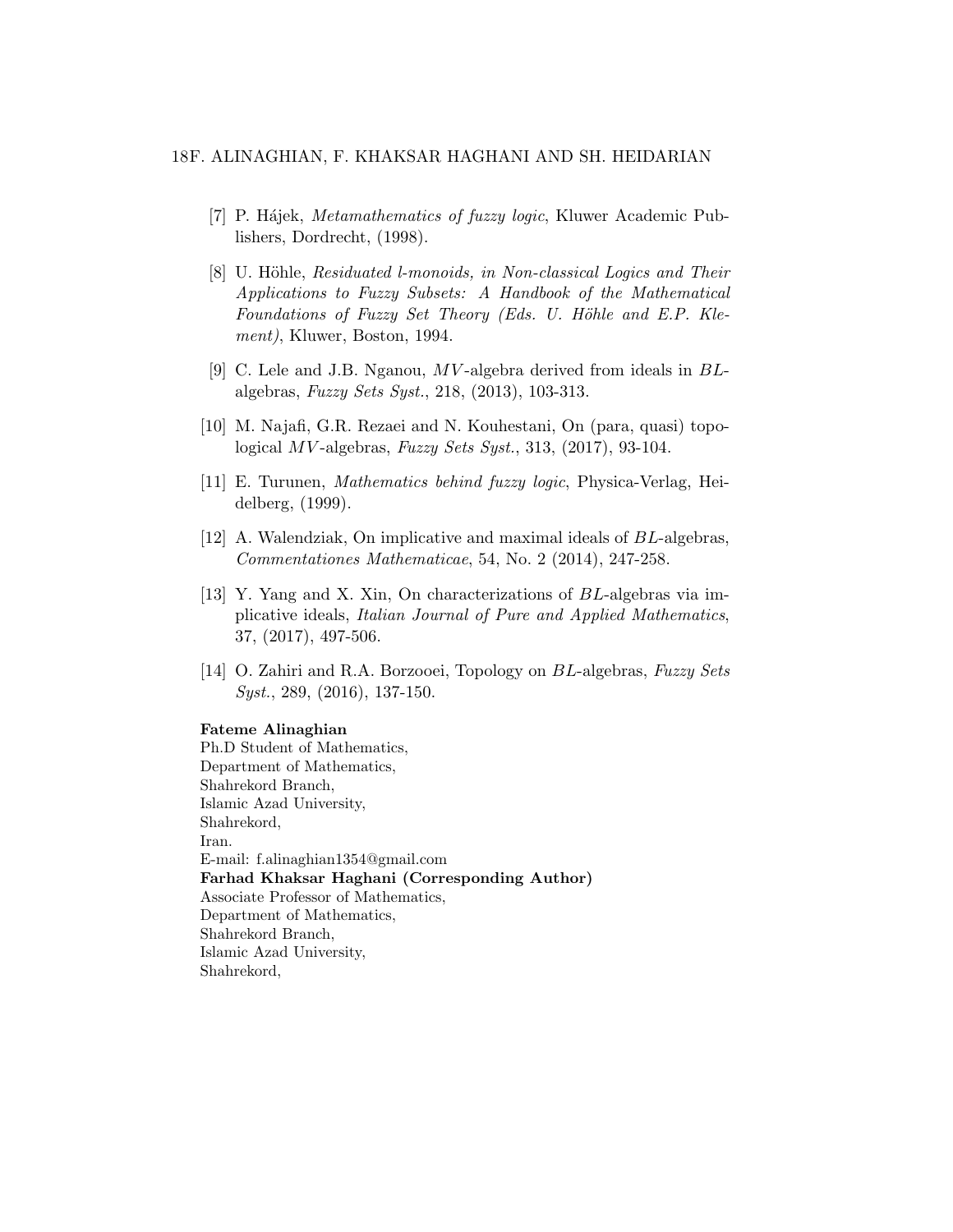[7] P. Hájek, *Metamathematics of fuzzy logic*, Kluwer Academic Publishers, Dordrecht, (1998).

[8] U. Höhle, *Residuated l-monoids, in Non-classical Logics and Their Applications to Fuzzy Subsets: A Handbook of the Mathematical Foundations of Fuzzy Set Theory (Eds. U. Höhle and E.P. Klement)*, Kluwer, Boston, 1994.

[9] C. Lele and J.B. Nganou, $MV$-algebra derived from ideals in $BL$-algebras, *Fuzzy Sets Syst.*, 218, (2013), 103-313.

[10] M. Najafi, G.R. Rezaei and N. Kouhestani, On (para, quasi) topological $MV$-algebras, *Fuzzy Sets Syst.*, 313, (2017), 93-104.

[11] E. Turunen, *Mathematics behind fuzzy logic*, Physica-Verlag, Heidelberg, (1999).

[12] A. Walendziak, On implicative and maximal ideals of $BL$-algebras, *Commentationes Mathematicae*, 54, No. 2 (2014), 247-258.

[13] Y. Yang and X. Xin, On characterizations of $BL$-algebras via implicative ideals, *Italian Journal of Pure and Applied Mathematics*, 37, (2017), 497-506.

[14] O. Zahiri and R.A. Borzooei, Topology on $BL$-algebras, *Fuzzy Sets Syst.*, 289, (2016), 137-150.

**Fateme Alinaghian**
Ph.D Student of Mathematics,
Department of Mathematics,
Shahrekord Branch,
Islamic Azad University,
Shahrekord,
Iran.
E-mail: f.alinaghian1354@gmail.com

**Farhad Khaksar Haghani (Corresponding Author)**
Associate Professor of Mathematics,
Department of Mathematics,
Shahrekord Branch,
Islamic Azad University,
Shahrekord,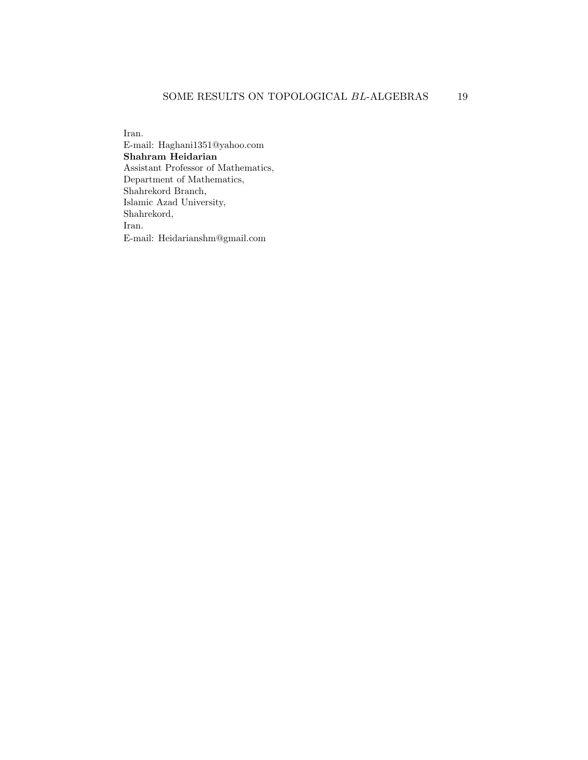Iran.
E-mail: Haghani1351@yahoo.com
**Shahram Heidarian**
Assistant Professor of Mathematics,
Department of Mathematics,
Shahrekord Branch,
Islamic Azad University,
Shahrekord,
Iran.
E-mail: Heidarianshm@gmail.com